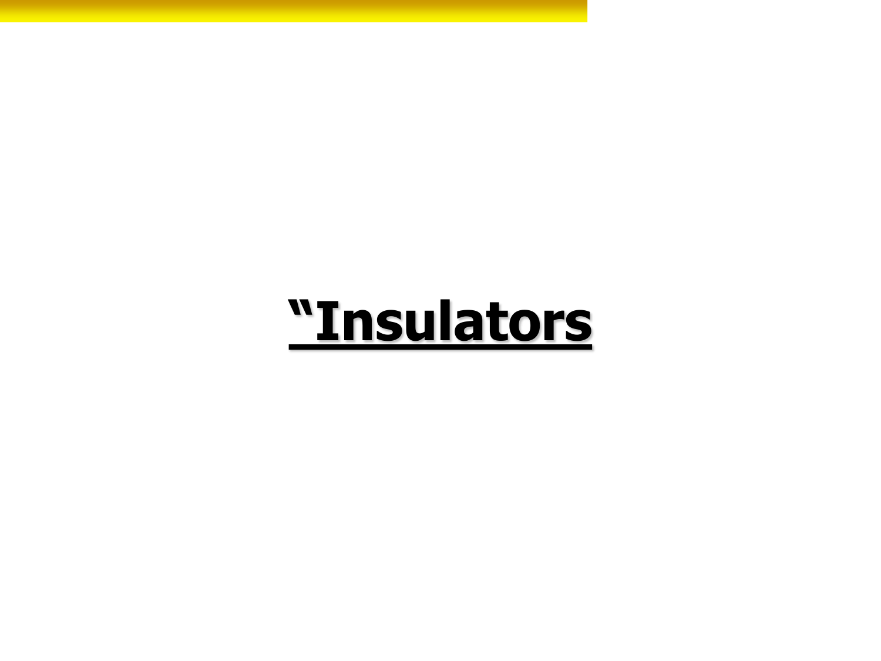# “Insulators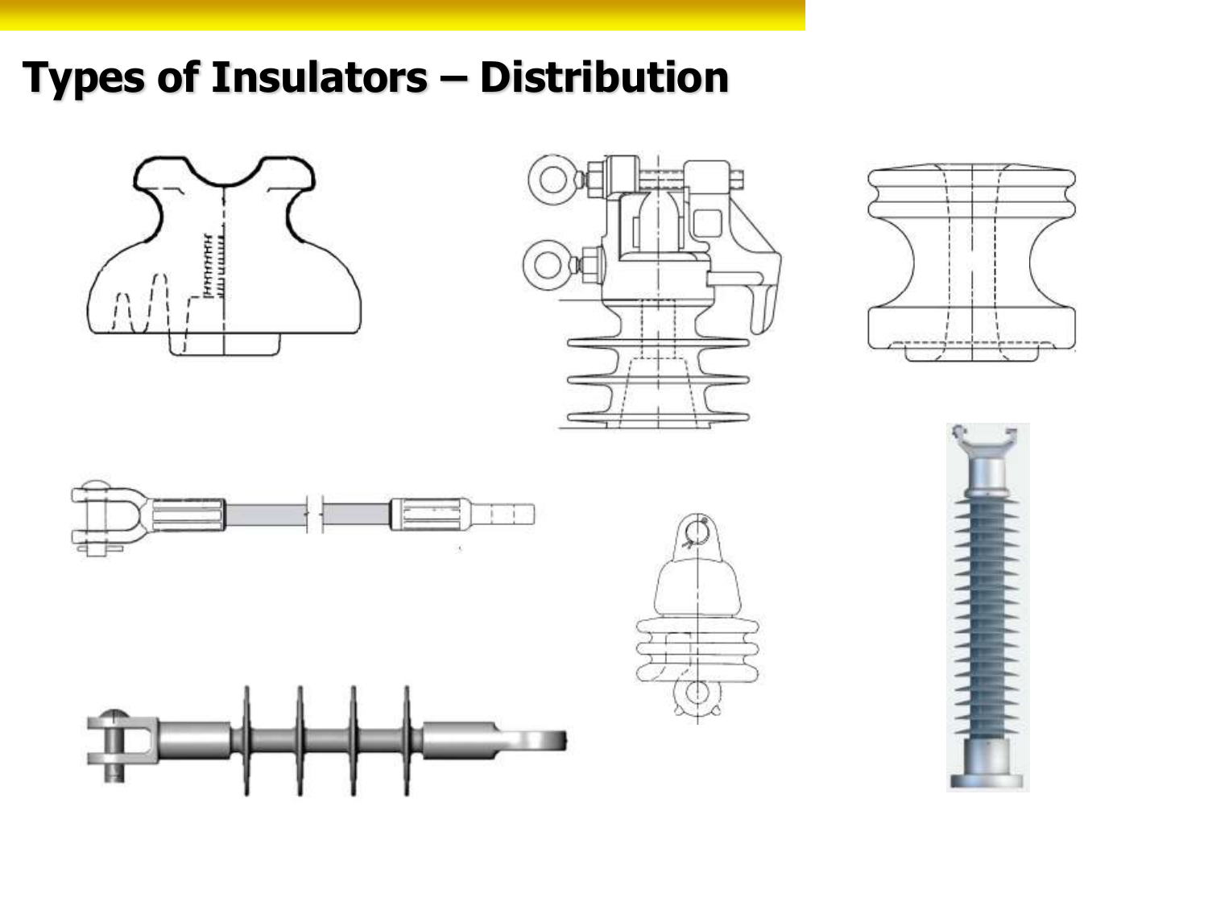# Types of Insulators – Distribution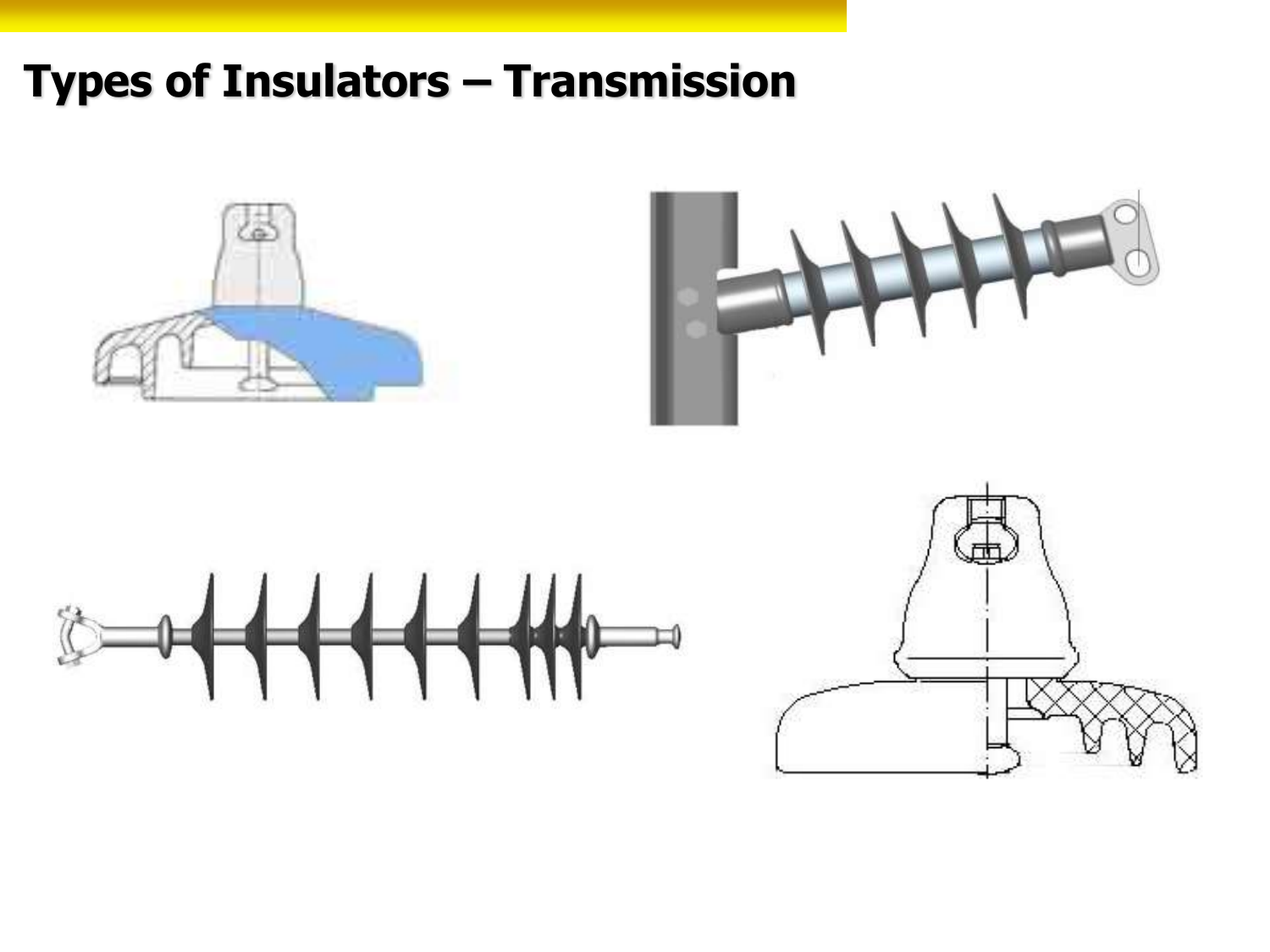# Types of Insulators – Transmission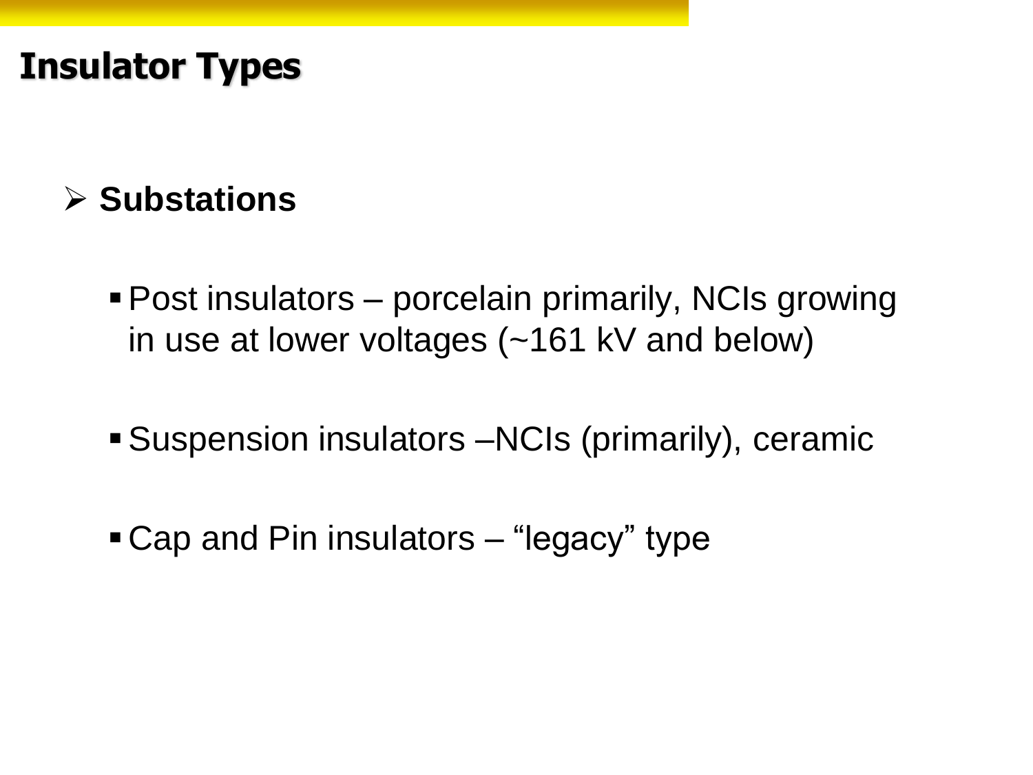# Insulator Types

- **Substations**
  - Post insulators – porcelain primarily, NCIs growing in use at lower voltages (~161 kV and below)
  - Suspension insulators –NCIs (primarily), ceramic
  - Cap and Pin insulators – "legacy" type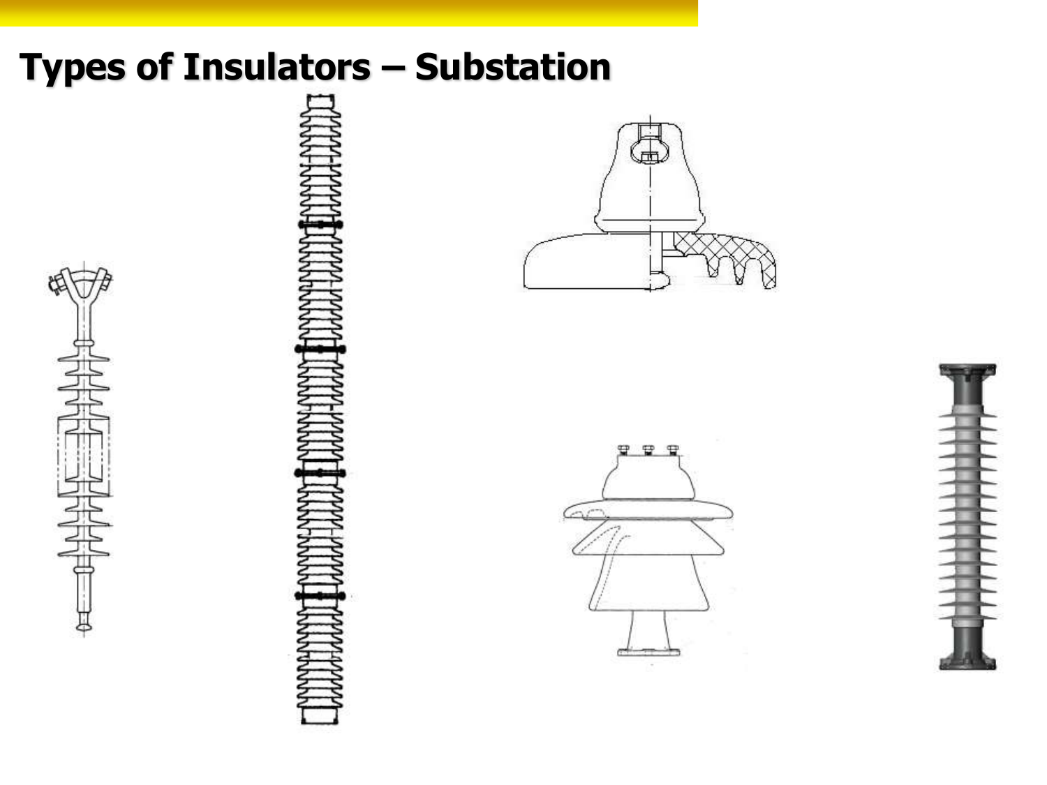# Types of Insulators – Substation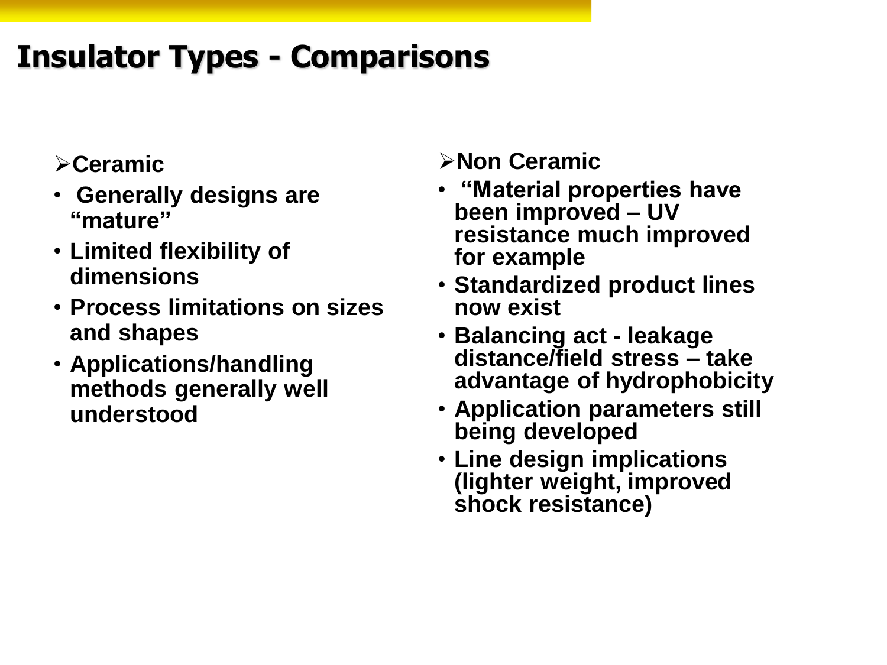# Insulator Types - Comparisons

- **Ceramic**
  - **Generally designs are "mature"**
  - **Limited flexibility of dimensions**
  - **Process limitations on sizes and shapes**
  - **Applications/handling methods generally well understood**

- **Non Ceramic**
  - **"Material properties have been improved – UV resistance much improved for example**
  - **Standardized product lines now exist**
  - **Balancing act - leakage distance/field stress – take advantage of hydrophobicity**
  - **Application parameters still being developed**
  - **Line design implications (lighter weight, improved shock resistance)**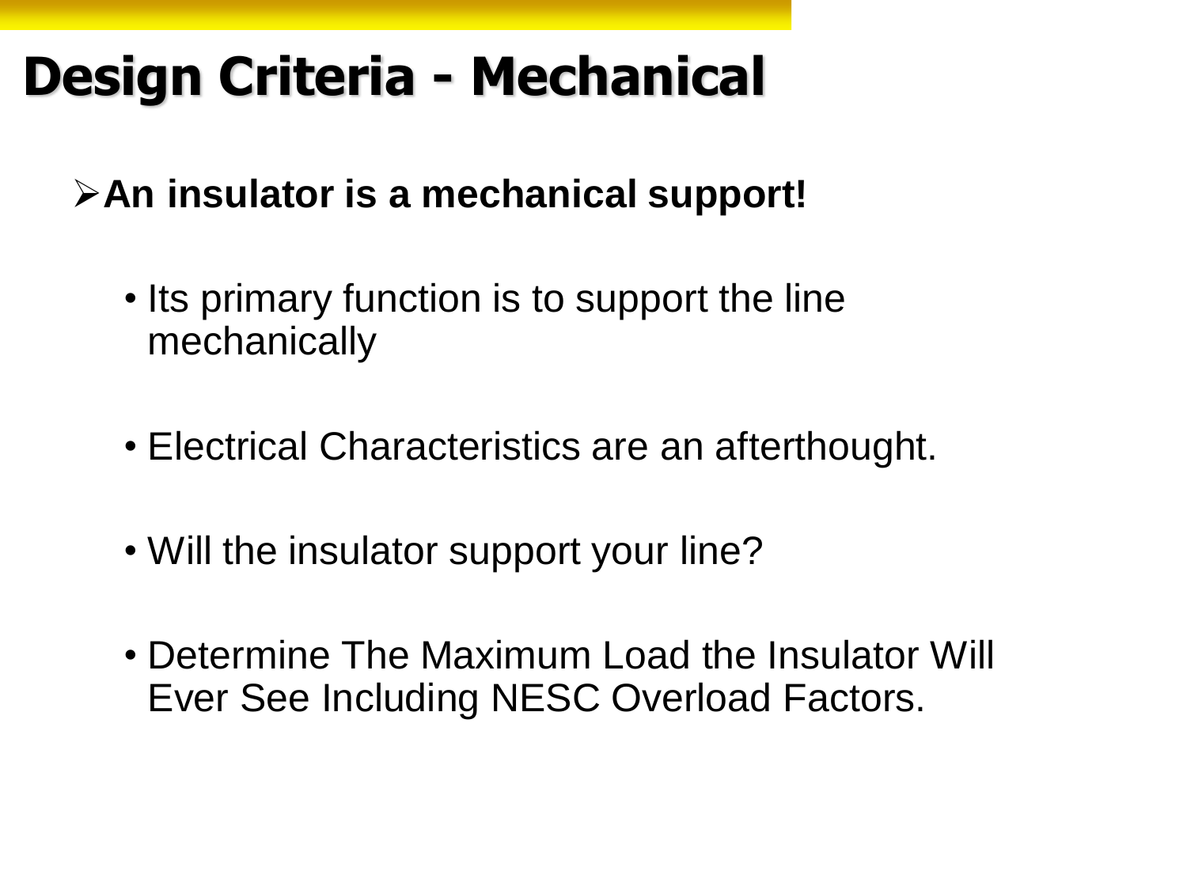# Design Criteria - Mechanical

- **An insulator is a mechanical support!**
  - Its primary function is to support the line mechanically
  - Electrical Characteristics are an afterthought.
  - Will the insulator support your line?
  - Determine The Maximum Load the Insulator Will Ever See Including NESC Overload Factors.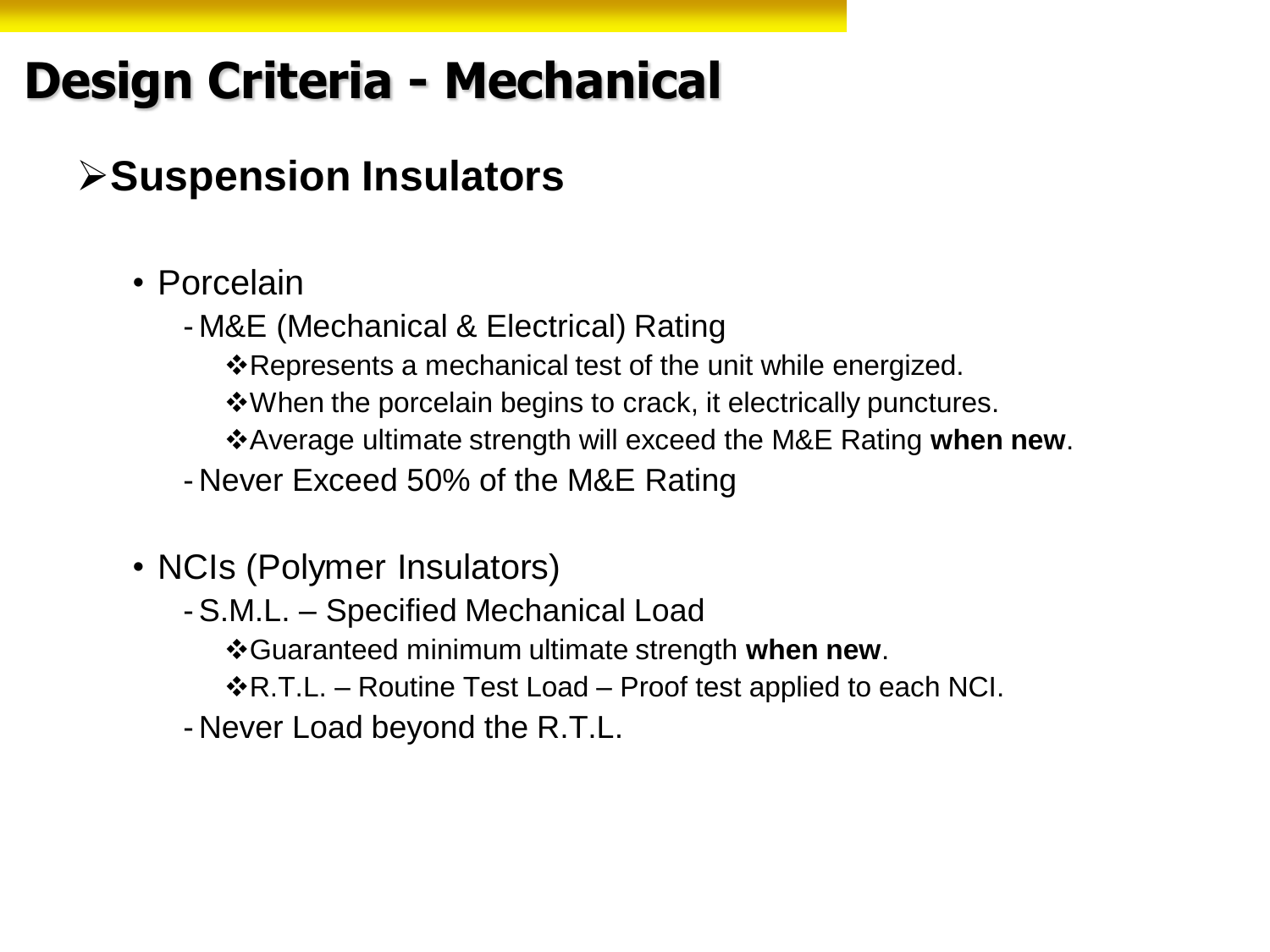# Design Criteria - Mechanical

## Suspension Insulators

- Porcelain
  - M&E (Mechanical & Electrical) Rating
    - Represents a mechanical test of the unit while energized.
    - When the porcelain begins to crack, it electrically punctures.
    - Average ultimate strength will exceed the M&E Rating **when new**.
  - Never Exceed 50% of the M&E Rating

- NCIs (Polymer Insulators)
  - S.M.L. – Specified Mechanical Load
    - Guaranteed minimum ultimate strength **when new**.
    - R.T.L. – Routine Test Load – Proof test applied to each NCI.
  - Never Load beyond the R.T.L.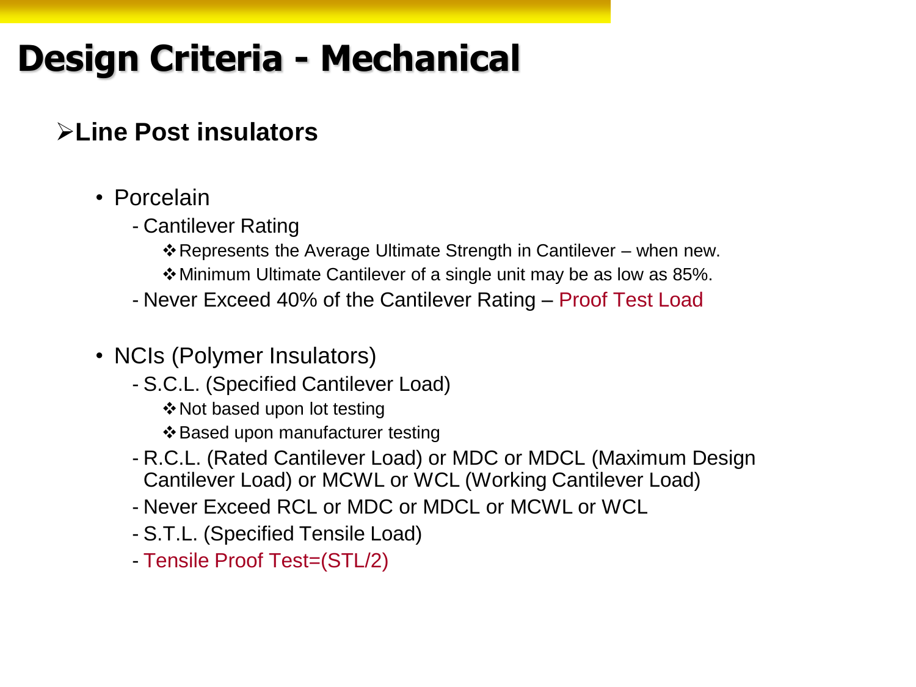# Design Criteria - Mechanical

## Line Post insulators

- Porcelain
  - Cantilever Rating
    - Represents the Average Ultimate Strength in Cantilever – when new.
    - Minimum Ultimate Cantilever of a single unit may be as low as 85%.
  - Never Exceed 40% of the Cantilever Rating – Proof Test Load

- NCIs (Polymer Insulators)
  - S.C.L. (Specified Cantilever Load)
    - Not based upon lot testing
    - Based upon manufacturer testing
  - R.C.L. (Rated Cantilever Load) or MDC or MDCL (Maximum Design Cantilever Load) or MCWL or WCL (Working Cantilever Load)
  - Never Exceed RCL or MDC or MDCL or MCWL or WCL
  - S.T.L. (Specified Tensile Load)
  - Tensile Proof Test=(STL/2)